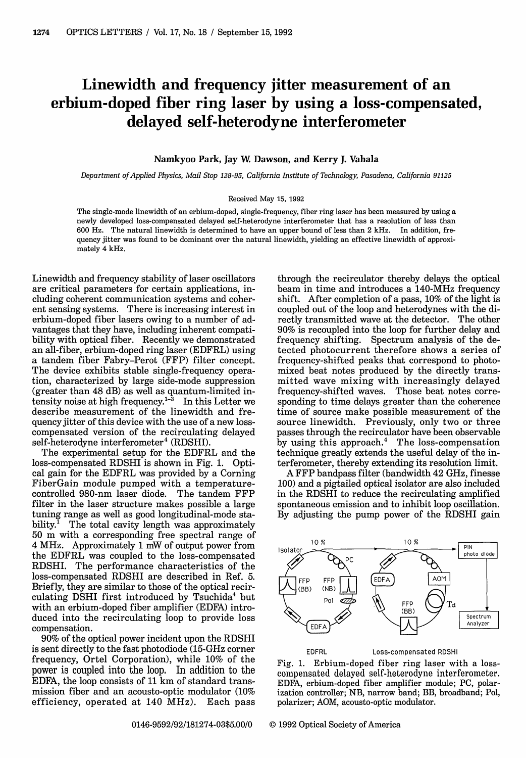# Linewidth and frequency jitter measurement of an erbium-doped fiber ring laser by using a loss-compensated, delayed self-heterodyne interferometer

**Namkyoo Park, Jay W. Dawson, and Kerry J. Vahala**

*Department of Applied Physics, Mail Stop 128-95, California Institute of Technology, Pasadena, California 91125*

Received May 15, 1992

The single-mode linewidth of an erbium-doped, single-frequency, fiber ring laser has been measured by using a newly developed loss-compensated delayed self-heterodyne interferometer that has a resolution of less than 600 Hz. The natural linewidth is determined to have an upper bound of less than 2 kHz. In addition, frequency jitter was found to be dominant over the natural linewidth, yielding an effective linewidth of approximately 4 kHz.

Linewidth and frequency stability of laser oscillators are critical parameters for certain applications, including coherent communication systems and coherent sensing systems. There is increasing interest in erbium-doped fiber lasers owing to a number of advantages that they have, including inherent compatibility with optical fiber. Recently we demonstrated an all-fiber, erbium-doped ring laser (EDFRL) using a tandem fiber Fabry–Perot (FFP) filter concept. The device exhibits stable single-frequency operation, characterized by large side-mode suppression (greater than 48 dB) as well as quantum-limited intensity noise at high frequency.[1–3] In this Letter we describe measurement of the linewidth and frequency jitter of this device with the use of a new loss-compensated version of the recirculating delayed self-heterodyne interferometer[4] (RDSHI).

The experimental setup for the EDFRL and the loss-compensated RDSHI is shown in Fig. 1. Optical gain for the EDFRL was provided by a Corning FiberGain module pumped with a temperature-controlled 980-nm laser diode. The tandem FFP filter in the laser structure makes possible a large tuning range as well as good longitudinal-mode stability.[1] The total cavity length was approximately 50 m with a corresponding free spectral range of 4 MHz. Approximately 1 mW of output power from the EDFRL was coupled to the loss-compensated RDSHI. The performance characteristics of the loss-compensated RDSHI are described in Ref. 5. Briefly, they are similar to those of the optical recirculating DSHI first introduced by Tsuchida[4] but with an erbium-doped fiber amplifier (EDFA) introduced into the recirculating loop to provide loss compensation.

90% of the optical power incident upon the RDSHI is sent directly to the fast photodiode (15-GHz corner frequency, Ortel Corporation), while 10% of the power is coupled into the loop. In addition to the EDFA, the loop consists of 11 km of standard transmission fiber and an acousto-optic modulator (10% efficiency, operated at 140 MHz). Each pass through the recirculator thereby delays the optical beam in time and introduces a 140-MHz frequency shift. After completion of a pass, 10% of the light is coupled out of the loop and heterodynes with the directly transmitted wave at the detector. The other 90% is recoupled into the loop for further delay and frequency shifting. Spectrum analysis of the detected photocurrent therefore shows a series of frequency-shifted peaks that correspond to photomixed beat notes produced by the directly transmitted wave mixing with increasingly delayed frequency-shifted waves. Those beat notes corresponding to time delays greater than the coherence time of source make possible measurement of the source linewidth. Previously, only two or three passes through the recirculator have been observable by using this approach.[4] The loss-compensation technique greatly extends the useful delay of the interferometer, thereby extending its resolution limit.

A FFP bandpass filter (bandwidth 42 GHz, finesse 100) and a pigtailed optical isolator are also included in the RDSHI to reduce the recirculating amplified spontaneous emission and to inhibit loop oscillation. By adjusting the pump power of the RDSHI gain

Fig. 1. Erbium-doped fiber ring laser with a loss-compensated delayed self-heterodyne interferometer. EDFA, erbium-doped fiber amplifier module; PC, polarization controller; NB, narrow band; BB, broadband; Pol, polarizer; AOM, acousto-optic modulator.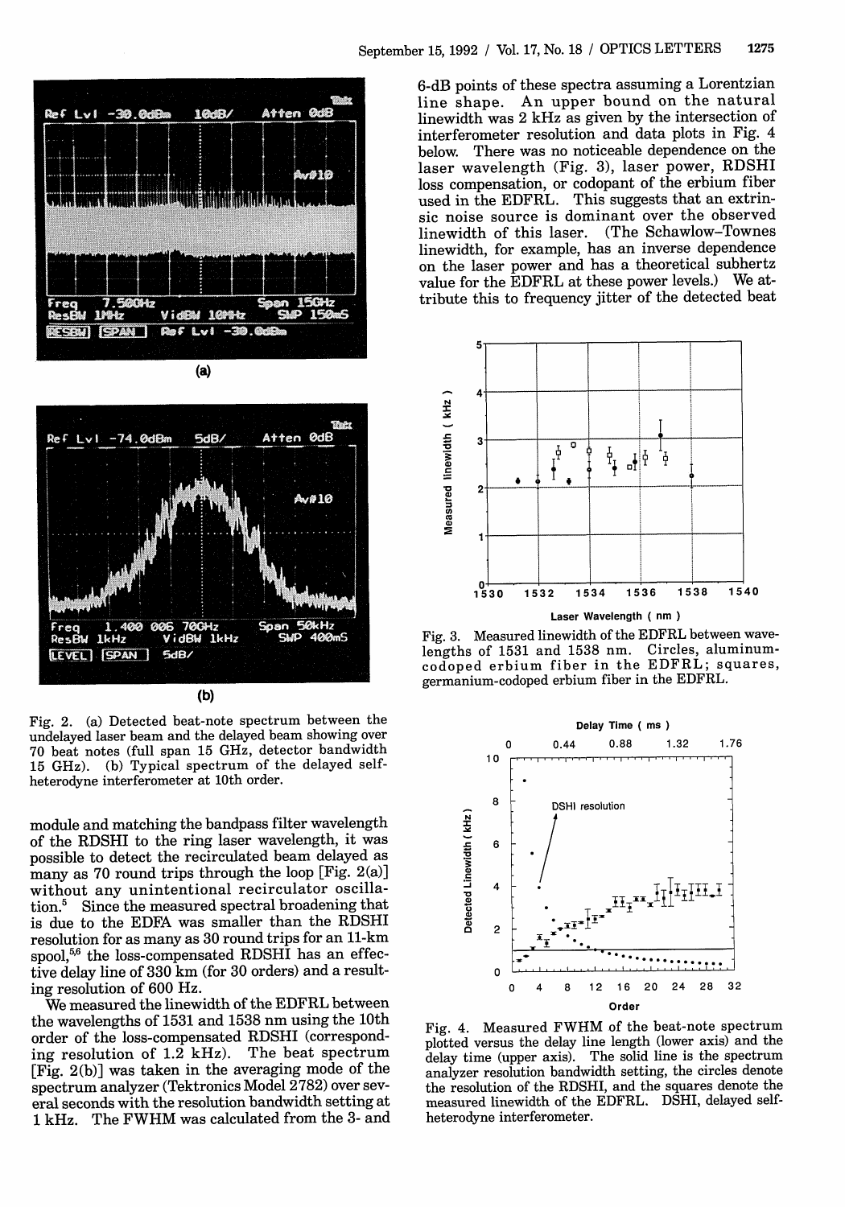Fig. 2. (a) Detected beat-note spectrum between the undelayed laser beam and the delayed beam showing over 70 beat notes (full span 15 GHz, detector bandwidth 15 GHz). (b) Typical spectrum of the delayed self-heterodyne interferometer at 10th order.

module and matching the bandpass filter wavelength of the RDSHI to the ring laser wavelength, it was possible to detect the recirculated beam delayed as many as 70 round trips through the loop [Fig. 2(a)] without any unintentional recirculator oscillation.[5] Since the measured spectral broadening that is due to the EDFA was smaller than the RDSHI resolution for as many as 30 round trips for an 11-km spool,[5,6] the loss-compensated RDSHI has an effective delay line of 330 km (for 30 orders) and a resulting resolution of 600 Hz.

We measured the linewidth of the EDFRL between the wavelengths of 1531 and 1538 nm using the 10th order of the loss-compensated RDSHI (corresponding resolution of 1.2 kHz). The beat spectrum [Fig. 2(b)] was taken in the averaging mode of the spectrum analyzer (Tektronics Model 2782) over several seconds with the resolution bandwidth setting at 1 kHz. The FWHM was calculated from the 3- and 6-dB points of these spectra assuming a Lorentzian line shape. An upper bound on the natural linewidth was 2 kHz as given by the intersection of interferometer resolution and data plots in Fig. 4 below. There was no noticeable dependence on the laser wavelength (Fig. 3), laser power, RDSHI loss compensation, or codopant of the erbium fiber used in the EDFRL. This suggests that an extrinsic noise source is dominant over the observed linewidth of this laser. (The Schawlow–Townes linewidth, for example, has an inverse dependence on the laser power and has a theoretical subhertz value for the EDFRL at these power levels.) We attribute this to frequency jitter of the detected beat

Fig. 3. Measured linewidth of the EDFRL between wavelengths of 1531 and 1538 nm. Circles, aluminum-codoped erbium fiber in the EDFRL; squares, germanium-codoped erbium fiber in the EDFRL.

Fig. 4. Measured FWHM of the beat-note spectrum plotted versus the delay line length (lower axis) and the delay time (upper axis). The solid line is the spectrum analyzer resolution bandwidth setting, the circles denote the resolution of the RDSHI, and the squares denote the measured linewidth of the EDFRL. DSHI, delayed self-heterodyne interferometer.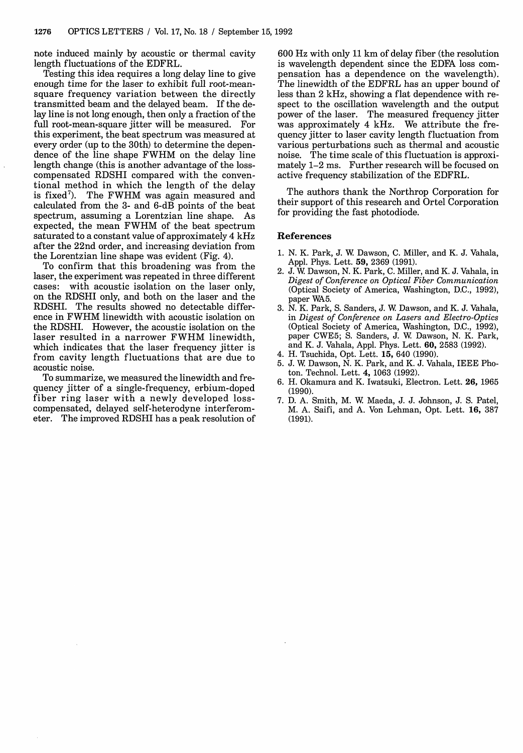note induced mainly by acoustic or thermal cavity length fluctuations of the EDFRL.

Testing this idea requires a long delay line to give enough time for the laser to exhibit full root-mean-square frequency variation between the directly transmitted beam and the delayed beam. If the delay line is not long enough, then only a fraction of the full root-mean-square jitter will be measured. For this experiment, the beat spectrum was measured at every order (up to the 30th) to determine the dependence of the line shape FWHM on the delay line length change (this is another advantage of the loss-compensated RDSHI compared with the conventional method in which the length of the delay is fixed[7]). The FWHM was again measured and calculated from the 3- and 6-dB points of the beat spectrum, assuming a Lorentzian line shape. As expected, the mean FWHM of the beat spectrum saturated to a constant value of approximately 4 kHz after the 22nd order, and increasing deviation from the Lorentzian line shape was evident (Fig. 4).

To confirm that this broadening was from the laser, the experiment was repeated in three different cases: with acoustic isolation on the laser only, on the RDSHI only, and both on the laser and the RDSHI. The results showed no detectable difference in FWHM linewidth with acoustic isolation on the RDSHI. However, the acoustic isolation on the laser resulted in a narrower FWHM linewidth, which indicates that the laser frequency jitter is from cavity length fluctuations that are due to acoustic noise.

To summarize, we measured the linewidth and frequency jitter of a single-frequency, erbium-doped fiber ring laser with a newly developed loss-compensated, delayed self-heterodyne interferometer. The improved RDSHI has a peak resolution of 600 Hz with only 11 km of delay fiber (the resolution is wavelength dependent since the EDFA loss compensation has a dependence on the wavelength). The linewidth of the EDFRL has an upper bound of less than 2 kHz, showing a flat dependence with respect to the oscillation wavelength and the output power of the laser. The measured frequency jitter was approximately 4 kHz. We attribute the frequency jitter to laser cavity length fluctuation from various perturbations such as thermal and acoustic noise. The time scale of this fluctuation is approximately 1–2 ms. Further research will be focused on active frequency stabilization of the EDFRL.

The authors thank the Northrop Corporation for their support of this research and Ortel Corporation for providing the fast photodiode.

## References

1. N. K. Park, J. W. Dawson, C. Miller, and K. J. Vahala, Appl. Phys. Lett. **59**, 2369 (1991).
2. J. W. Dawson, N. K. Park, C. Miller, and K. J. Vahala, in *Digest of Conference on Optical Fiber Communication* (Optical Society of America, Washington, D.C., 1992), paper WA5.
3. N. K. Park, S. Sanders, J. W. Dawson, and K. J. Vahala, in *Digest of Conference on Lasers and Electro-Optics* (Optical Society of America, Washington, D.C., 1992), paper CWE5; S. Sanders, J. W. Dawson, N. K. Park, and K. J. Vahala, Appl. Phys. Lett. **60**, 2583 (1992).
4. H. Tsuchida, Opt. Lett. **15**, 640 (1990).
5. J. W. Dawson, N. K. Park, and K. J. Vahala, IEEE Photon. Technol. Lett. **4**, 1063 (1992).
6. H. Okamura and K. Iwatsuki, Electron. Lett. **26**, 1965 (1990).
7. D. A. Smith, M. W. Maeda, J. J. Johnson, J. S. Patel, M. A. Saifi, and A. Von Lehman, Opt. Lett. **16**, 387 (1991).